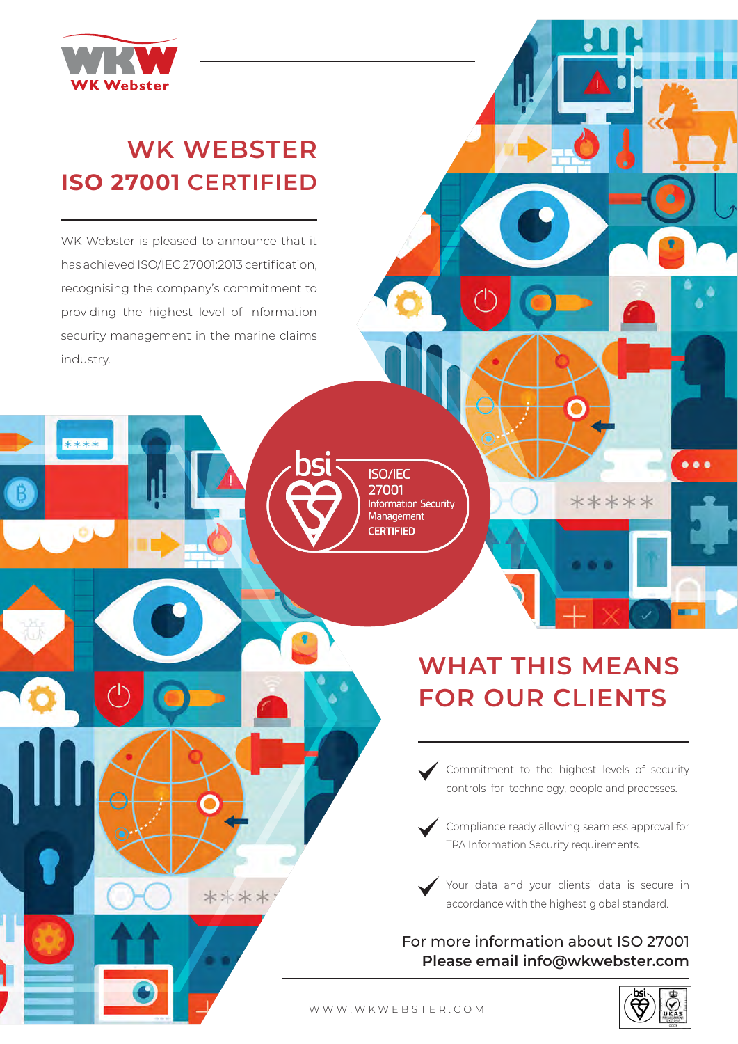WK Webster

# WK WEBSTER ISO 27001 CERTIFIED

WK Webster is pleased to announce that it has achieved ISO/IEC 27001:2013 certification, recognising the company's commitment to providing the highest level of information security management in the marine claims industry.

bsi
ISO/IEC 27001
Information Security Management
CERTIFIED

## WHAT THIS MEANS FOR OUR CLIENTS

- Commitment to the highest levels of security controls for technology, people and processes.
- Compliance ready allowing seamless approval for TPA Information Security requirements.
- Your data and your clients' data is secure in accordance with the highest global standard.

For more information about ISO 27001
**Please email info@wkwebster.com**

WWW.WKWEBSTER.COM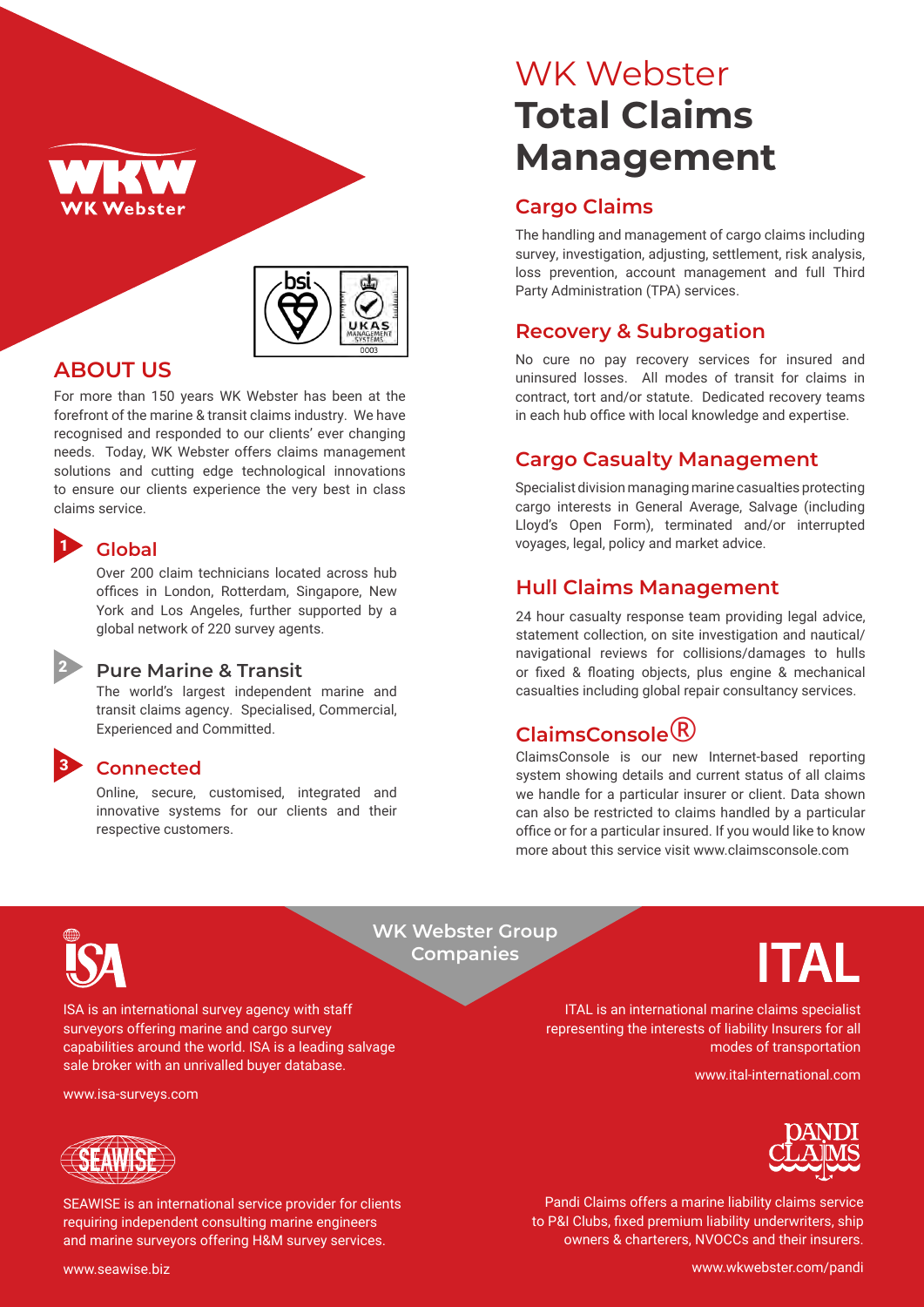# WK Webster **Total Claims Management**

## ABOUT US

For more than 150 years WK Webster has been at the forefront of the marine & transit claims industry. We have recognised and responded to our clients' ever changing needs. Today, WK Webster offers claims management solutions and cutting edge technological innovations to ensure our clients experience the very best in class claims service.

### 1 Global

Over 200 claim technicians located across hub offices in London, Rotterdam, Singapore, New York and Los Angeles, further supported by a global network of 220 survey agents.

### 2 Pure Marine & Transit

The world's largest independent marine and transit claims agency. Specialised, Commercial, Experienced and Committed.

### 3 Connected

Online, secure, customised, integrated and innovative systems for our clients and their respective customers.

## Cargo Claims

The handling and management of cargo claims including survey, investigation, adjusting, settlement, risk analysis, loss prevention, account management and full Third Party Administration (TPA) services.

## Recovery & Subrogation

No cure no pay recovery services for insured and uninsured losses. All modes of transit for claims in contract, tort and/or statute. Dedicated recovery teams in each hub office with local knowledge and expertise.

## Cargo Casualty Management

Specialist division managing marine casualties protecting cargo interests in General Average, Salvage (including Lloyd's Open Form), terminated and/or interrupted voyages, legal, policy and market advice.

## Hull Claims Management

24 hour casualty response team providing legal advice, statement collection, on site investigation and nautical/navigational reviews for collisions/damages to hulls or fixed & floating objects, plus engine & mechanical casualties including global repair consultancy services.

## ClaimsConsole®

ClaimsConsole is our new Internet-based reporting system showing details and current status of all claims we handle for a particular insurer or client. Data shown can also be restricted to claims handled by a particular office or for a particular insured. If you would like to know more about this service visit www.claimsconsole.com

## WK Webster Group Companies

### ISA

ISA is an international survey agency with staff surveyors offering marine and cargo survey capabilities around the world. ISA is a leading salvage sale broker with an unrivalled buyer database.

www.isa-surveys.com

### ITAL

ITAL is an international marine claims specialist representing the interests of liability Insurers for all modes of transportation

www.ital-international.com

### SEAWISE

SEAWISE is an international service provider for clients requiring independent consulting marine engineers and marine surveyors offering H&M survey services.

www.seawise.biz

### PANDI CLAIMS

Pandi Claims offers a marine liability claims service to P&I Clubs, fixed premium liability underwriters, ship owners & charterers, NVOCCs and their insurers.

www.wkwebster.com/pandi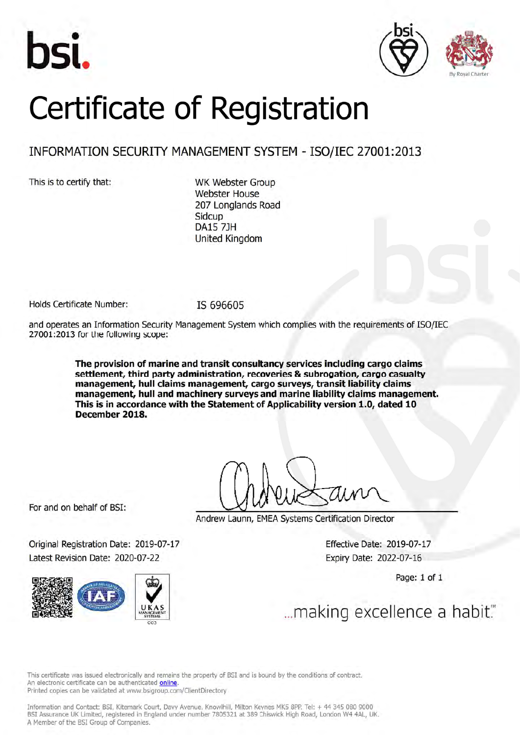bsi.

# Certificate of Registration

## INFORMATION SECURITY MANAGEMENT SYSTEM - ISO/IEC 27001:2013

This is to certify that:

WK Webster Group
Webster House
207 Longlands Road
Sidcup
DA15 7JH
United Kingdom

Holds Certificate Number: IS 696605

and operates an Information Security Management System which complies with the requirements of ISO/IEC 27001:2013 for the following scope:

**The provision of marine and transit consultancy services including cargo claims settlement, third party administration, recoveries & subrogation, cargo casualty management, hull claims management, cargo surveys, transit liability claims management, hull and machinery surveys and marine liability claims management. This is in accordance with the Statement of Applicability version 1.0, dated 10 December 2018.**

For and on behalf of BSI:

Andrew Launn, EMEA Systems Certification Director

Original Registration Date: 2019-07-17
Latest Revision Date: 2020-07-22

Effective Date: 2019-07-17
Expiry Date: 2022-07-16

...making excellence a habit.™

This certificate was issued electronically and remains the property of BSI and is bound by the conditions of contract.
An electronic certificate can be authenticated online.
Printed copies can be validated at www.bsigroup.com/ClientDirectory

Information and Contact: BSI, Kitemark Court, Davy Avenue, Knowlhill, Milton Keynes MK5 8PP. Tel: + 44 345 080 9000
BSI Assurance UK Limited, registered in England under number 7805321 at 389 Chiswick High Road, London W4 4AL, UK.
A Member of the BSI Group of Companies.